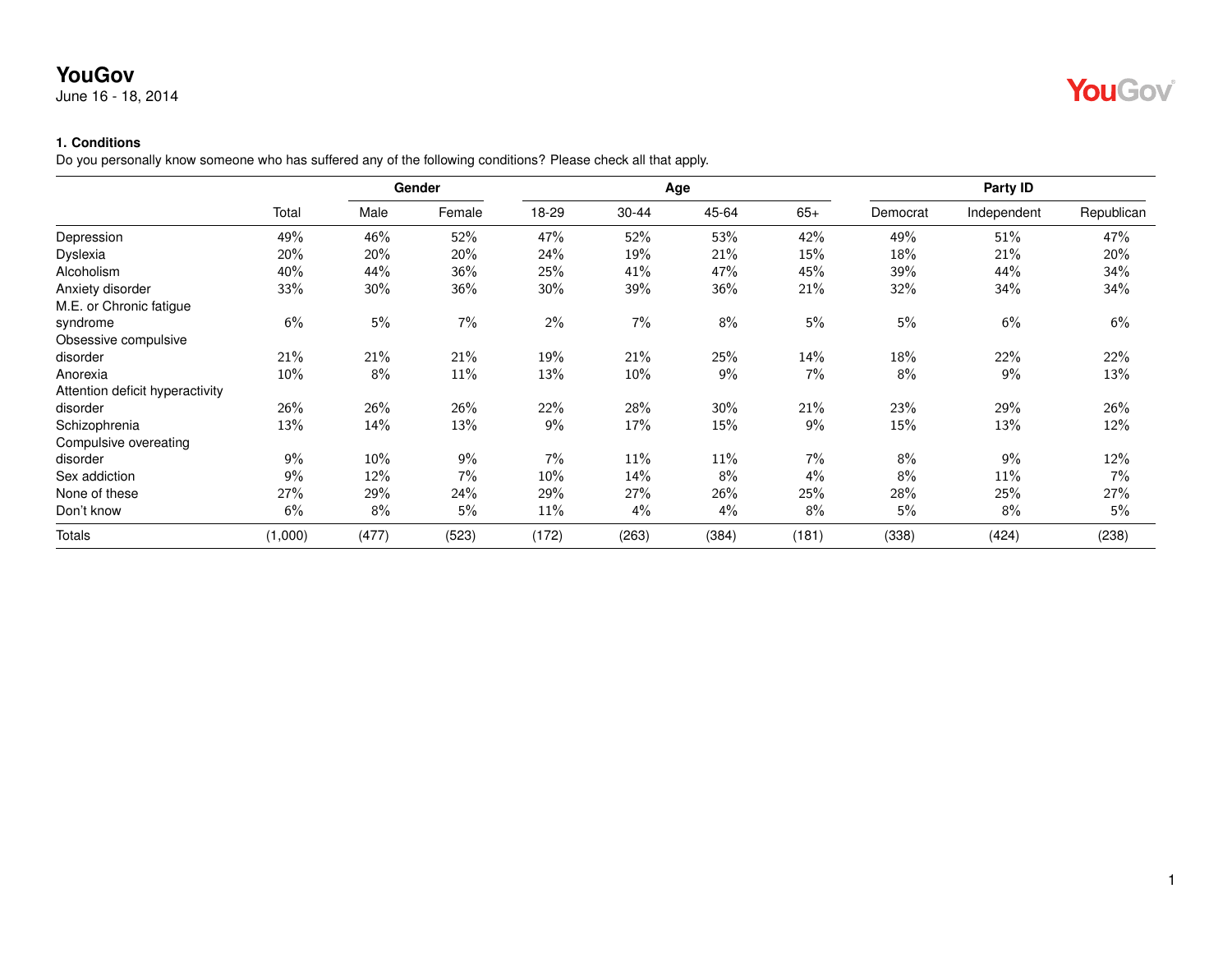# YouGov

June 16 - 18, 2014

### 1. Conditions

Do you personally know someone who has suffered any of the following conditions? Please check all that apply.

| | | Gender | | Age | | | | Party ID | | |
|---|---|---|---|---|---|---|---|---|---|---|
| | Total | Male | Female | 18-29 | 30-44 | 45-64 | 65+ | Democrat | Independent | Republican |
| Depression | 49% | 46% | 52% | 47% | 52% | 53% | 42% | 49% | 51% | 47% |
| Dyslexia | 20% | 20% | 20% | 24% | 19% | 21% | 15% | 18% | 21% | 20% |
| Alcoholism | 40% | 44% | 36% | 25% | 41% | 47% | 45% | 39% | 44% | 34% |
| Anxiety disorder | 33% | 30% | 36% | 30% | 39% | 36% | 21% | 32% | 34% | 34% |
| M.E. or Chronic fatigue syndrome | 6% | 5% | 7% | 2% | 7% | 8% | 5% | 5% | 6% | 6% |
| Obsessive compulsive disorder | 21% | 21% | 21% | 19% | 21% | 25% | 14% | 18% | 22% | 22% |
| Anorexia | 10% | 8% | 11% | 13% | 10% | 9% | 7% | 8% | 9% | 13% |
| Attention deficit hyperactivity disorder | 26% | 26% | 26% | 22% | 28% | 30% | 21% | 23% | 29% | 26% |
| Schizophrenia | 13% | 14% | 13% | 9% | 17% | 15% | 9% | 15% | 13% | 12% |
| Compulsive overeating disorder | 9% | 10% | 9% | 7% | 11% | 11% | 7% | 8% | 9% | 12% |
| Sex addiction | 9% | 12% | 7% | 10% | 14% | 8% | 4% | 8% | 11% | 7% |
| None of these | 27% | 29% | 24% | 29% | 27% | 26% | 25% | 28% | 25% | 27% |
| Don't know | 6% | 8% | 5% | 11% | 4% | 4% | 8% | 5% | 8% | 5% |
| Totals | (1,000) | (477) | (523) | (172) | (263) | (384) | (181) | (338) | (424) | (238) |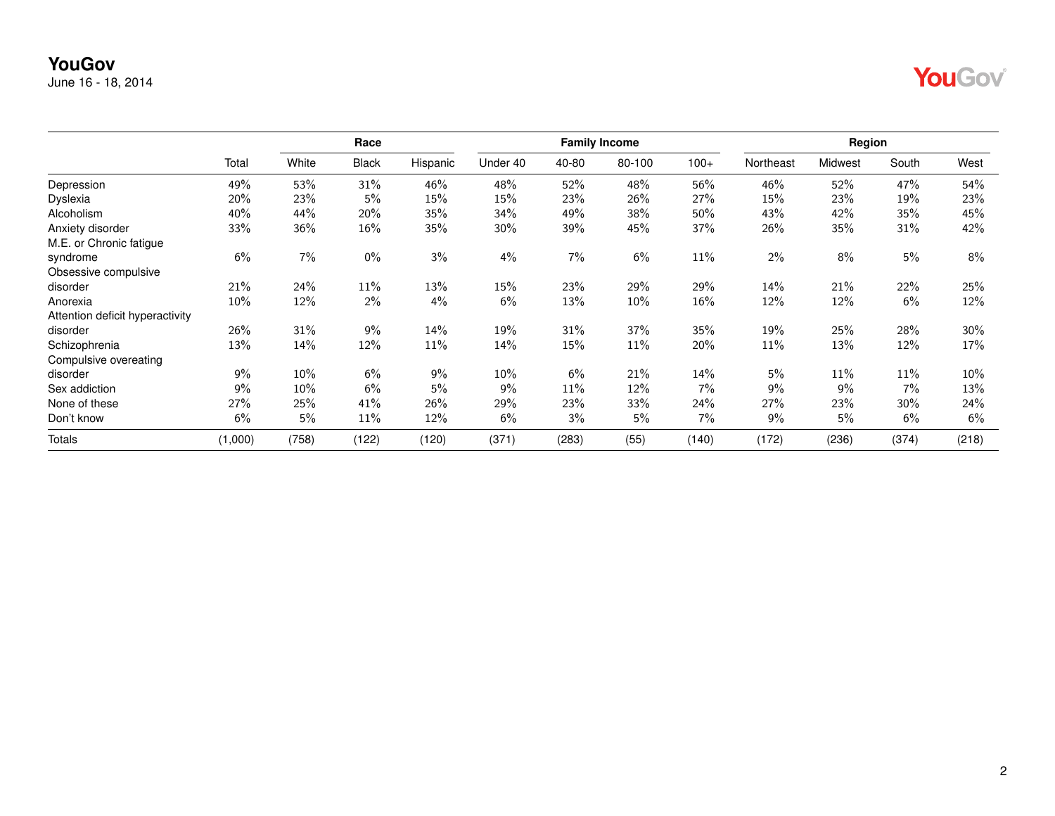# YouGov

June 16 - 18, 2014

| | Total | Race | | | Family Income | | | | Region | | | |
|---|---|---|---|---|---|---|---|---|---|---|---|---|
| | | White | Black | Hispanic | Under 40 | 40-80 | 80-100 | 100+ | Northeast | Midwest | South | West |
| Depression | 49% | 53% | 31% | 46% | 48% | 52% | 48% | 56% | 46% | 52% | 47% | 54% |
| Dyslexia | 20% | 23% | 5% | 15% | 15% | 23% | 26% | 27% | 15% | 23% | 19% | 23% |
| Alcoholism | 40% | 44% | 20% | 35% | 34% | 49% | 38% | 50% | 43% | 42% | 35% | 45% |
| Anxiety disorder | 33% | 36% | 16% | 35% | 30% | 39% | 45% | 37% | 26% | 35% | 31% | 42% |
| M.E. or Chronic fatigue syndrome | 6% | 7% | 0% | 3% | 4% | 7% | 6% | 11% | 2% | 8% | 5% | 8% |
| Obsessive compulsive disorder | 21% | 24% | 11% | 13% | 15% | 23% | 29% | 29% | 14% | 21% | 22% | 25% |
| Anorexia | 10% | 12% | 2% | 4% | 6% | 13% | 10% | 16% | 12% | 12% | 6% | 12% |
| Attention deficit hyperactivity disorder | 26% | 31% | 9% | 14% | 19% | 31% | 37% | 35% | 19% | 25% | 28% | 30% |
| Schizophrenia | 13% | 14% | 12% | 11% | 14% | 15% | 11% | 20% | 11% | 13% | 12% | 17% |
| Compulsive overeating disorder | 9% | 10% | 6% | 9% | 10% | 6% | 21% | 14% | 5% | 11% | 11% | 10% |
| Sex addiction | 9% | 10% | 6% | 5% | 9% | 11% | 12% | 7% | 9% | 9% | 7% | 13% |
| None of these | 27% | 25% | 41% | 26% | 29% | 23% | 33% | 24% | 27% | 23% | 30% | 24% |
| Don't know | 6% | 5% | 11% | 12% | 6% | 3% | 5% | 7% | 9% | 5% | 6% | 6% |
| Totals | (1,000) | (758) | (122) | (120) | (371) | (283) | (55) | (140) | (172) | (236) | (374) | (218) |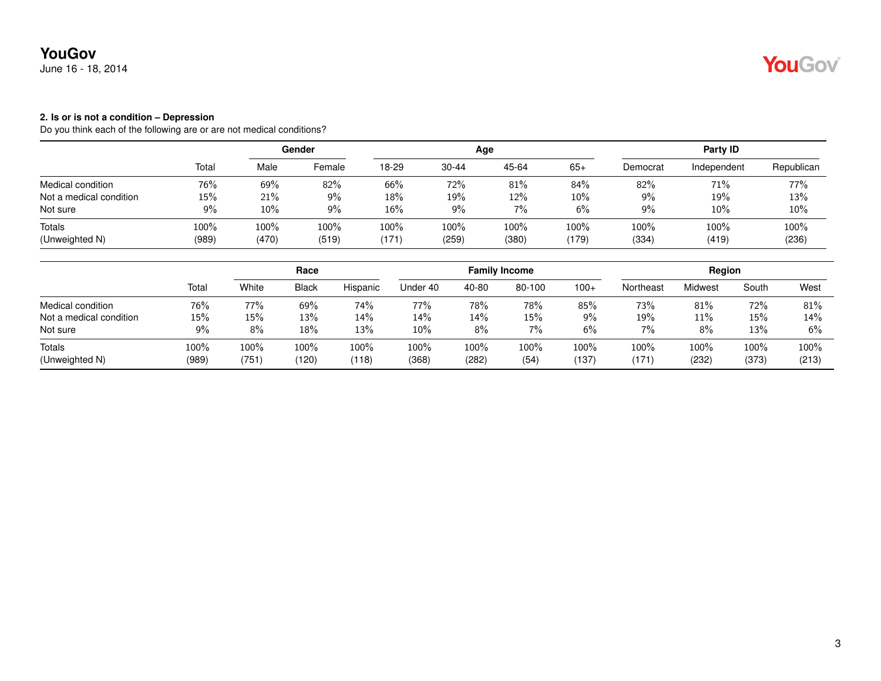**YouGov**
June 16 - 18, 2014

**2. Is or is not a condition – Depression**
Do you think each of the following are or are not medical conditions?

| | | Gender | | Age | | | | Party ID | | |
|---|---|---|---|---|---|---|---|---|---|---|
| | Total | Male | Female | 18-29 | 30-44 | 45-64 | 65+ | Democrat | Independent | Republican |
| Medical condition | 76% | 69% | 82% | 66% | 72% | 81% | 84% | 82% | 71% | 77% |
| Not a medical condition | 15% | 21% | 9% | 18% | 19% | 12% | 10% | 9% | 19% | 13% |
| Not sure | 9% | 10% | 9% | 16% | 9% | 7% | 6% | 9% | 10% | 10% |
| Totals | 100% | 100% | 100% | 100% | 100% | 100% | 100% | 100% | 100% | 100% |
| (Unweighted N) | (989) | (470) | (519) | (171) | (259) | (380) | (179) | (334) | (419) | (236) |

| | | Race | | | Family Income | | | | Region | | | |
|---|---|---|---|---|---|---|---|---|---|---|---|---|
| | Total | White | Black | Hispanic | Under 40 | 40-80 | 80-100 | 100+ | Northeast | Midwest | South | West |
| Medical condition | 76% | 77% | 69% | 74% | 77% | 78% | 78% | 85% | 73% | 81% | 72% | 81% |
| Not a medical condition | 15% | 15% | 13% | 14% | 14% | 14% | 15% | 9% | 19% | 11% | 15% | 14% |
| Not sure | 9% | 8% | 18% | 13% | 10% | 8% | 7% | 6% | 7% | 8% | 13% | 6% |
| Totals | 100% | 100% | 100% | 100% | 100% | 100% | 100% | 100% | 100% | 100% | 100% | 100% |
| (Unweighted N) | (989) | (751) | (120) | (118) | (368) | (282) | (54) | (137) | (171) | (232) | (373) | (213) |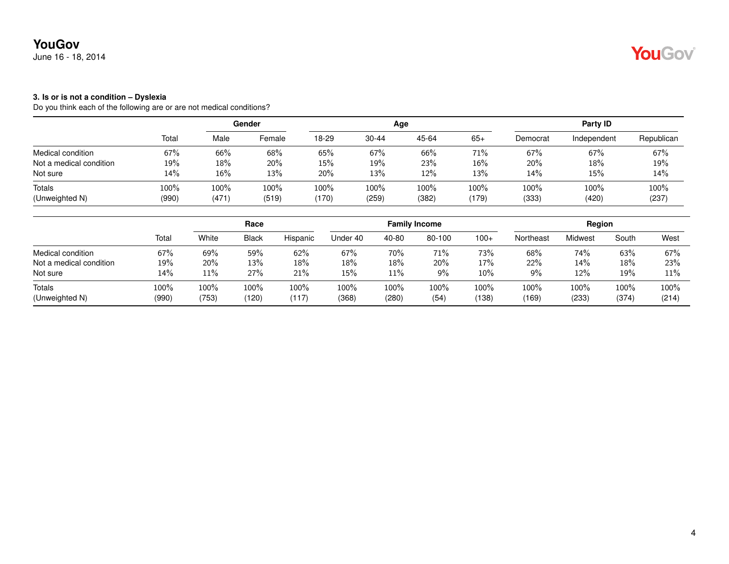### 3. Is or is not a condition – Dyslexia

Do you think each of the following are or are not medical conditions?

| | Total | Gender | | Age | | | | Party ID | | |
|---|---|---|---|---|---|---|---|---|---|---|
| | | Male | Female | 18-29 | 30-44 | 45-64 | 65+ | Democrat | Independent | Republican |
| Medical condition | 67% | 66% | 68% | 65% | 67% | 66% | 71% | 67% | 67% | 67% |
| Not a medical condition | 19% | 18% | 20% | 15% | 19% | 23% | 16% | 20% | 18% | 19% |
| Not sure | 14% | 16% | 13% | 20% | 13% | 12% | 13% | 14% | 15% | 14% |
| Totals | 100% | 100% | 100% | 100% | 100% | 100% | 100% | 100% | 100% | 100% |
| (Unweighted N) | (990) | (471) | (519) | (170) | (259) | (382) | (179) | (333) | (420) | (237) |

| | Total | Race | | | Family Income | | | | Region | | | |
|---|---|---|---|---|---|---|---|---|---|---|---|---|
| | | White | Black | Hispanic | Under 40 | 40-80 | 80-100 | 100+ | Northeast | Midwest | South | West |
| Medical condition | 67% | 69% | 59% | 62% | 67% | 70% | 71% | 73% | 68% | 74% | 63% | 67% |
| Not a medical condition | 19% | 20% | 13% | 18% | 18% | 18% | 20% | 17% | 22% | 14% | 18% | 23% |
| Not sure | 14% | 11% | 27% | 21% | 15% | 11% | 9% | 10% | 9% | 12% | 19% | 11% |
| Totals | 100% | 100% | 100% | 100% | 100% | 100% | 100% | 100% | 100% | 100% | 100% | 100% |
| (Unweighted N) | (990) | (753) | (120) | (117) | (368) | (280) | (54) | (138) | (169) | (233) | (374) | (214) |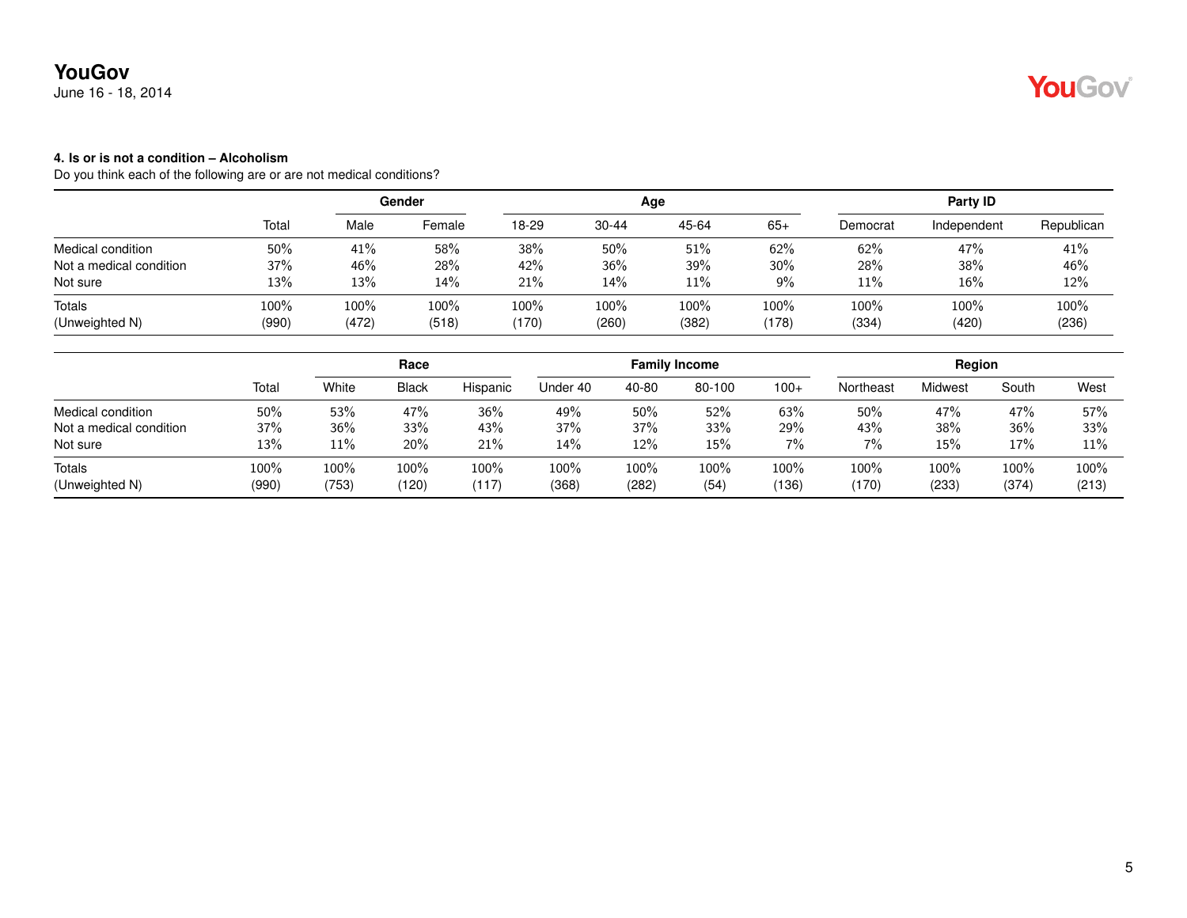YouGov
June 16 - 18, 2014

#### 4. Is or is not a condition – Alcoholism

Do you think each of the following are or are not medical conditions?

| | Total | Gender | | Age | | | | Party ID | | |
|---|---|---|---|---|---|---|---|---|---|---|
| | | Male | Female | 18-29 | 30-44 | 45-64 | 65+ | Democrat | Independent | Republican |
| Medical condition | 50% | 41% | 58% | 38% | 50% | 51% | 62% | 62% | 47% | 41% |
| Not a medical condition | 37% | 46% | 28% | 42% | 36% | 39% | 30% | 28% | 38% | 46% |
| Not sure | 13% | 13% | 14% | 21% | 14% | 11% | 9% | 11% | 16% | 12% |
| Totals | 100% | 100% | 100% | 100% | 100% | 100% | 100% | 100% | 100% | 100% |
| (Unweighted N) | (990) | (472) | (518) | (170) | (260) | (382) | (178) | (334) | (420) | (236) |

| | Total | Race | | | Family Income | | | | Region | | | |
|---|---|---|---|---|---|---|---|---|---|---|---|---|
| | | White | Black | Hispanic | Under 40 | 40-80 | 80-100 | 100+ | Northeast | Midwest | South | West |
| Medical condition | 50% | 53% | 47% | 36% | 49% | 50% | 52% | 63% | 50% | 47% | 47% | 57% |
| Not a medical condition | 37% | 36% | 33% | 43% | 37% | 37% | 33% | 29% | 43% | 38% | 36% | 33% |
| Not sure | 13% | 11% | 20% | 21% | 14% | 12% | 15% | 7% | 7% | 15% | 17% | 11% |
| Totals | 100% | 100% | 100% | 100% | 100% | 100% | 100% | 100% | 100% | 100% | 100% | 100% |
| (Unweighted N) | (990) | (753) | (120) | (117) | (368) | (282) | (54) | (136) | (170) | (233) | (374) | (213) |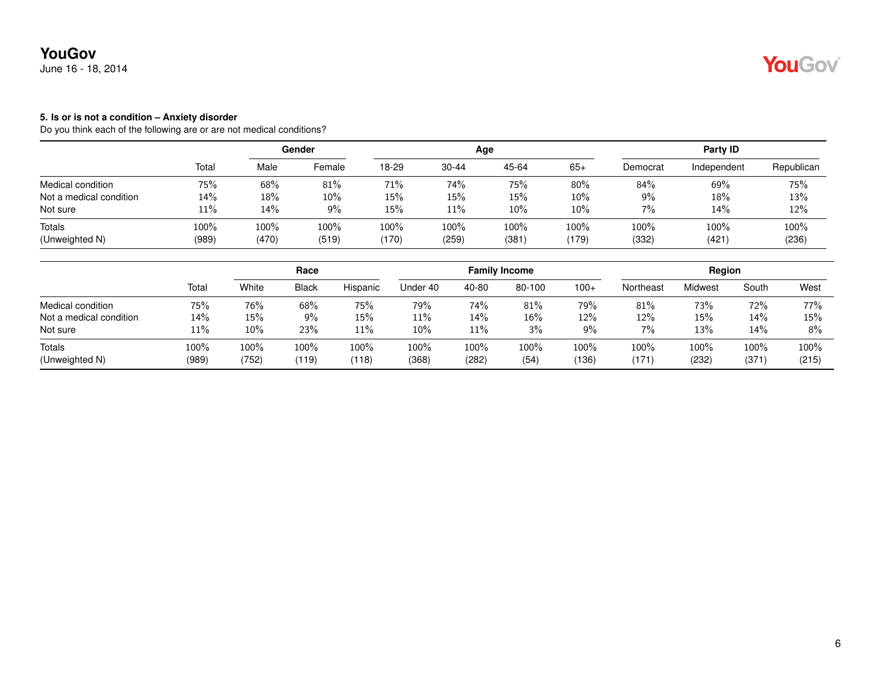**5. Is or is not a condition – Anxiety disorder**

Do you think each of the following are or are not medical conditions?

| | Total | Gender | | Age | | | | Party ID | | |
|---|---|---|---|---|---|---|---|---|---|---|
| | | Male | Female | 18-29 | 30-44 | 45-64 | 65+ | Democrat | Independent | Republican |
| Medical condition | 75% | 68% | 81% | 71% | 74% | 75% | 80% | 84% | 69% | 75% |
| Not a medical condition | 14% | 18% | 10% | 15% | 15% | 15% | 10% | 9% | 18% | 13% |
| Not sure | 11% | 14% | 9% | 15% | 11% | 10% | 10% | 7% | 14% | 12% |
| Totals | 100% | 100% | 100% | 100% | 100% | 100% | 100% | 100% | 100% | 100% |
| (Unweighted N) | (989) | (470) | (519) | (170) | (259) | (381) | (179) | (332) | (421) | (236) |

| | Total | Race | | | Family Income | | | | Region | | | |
|---|---|---|---|---|---|---|---|---|---|---|---|---|
| | | White | Black | Hispanic | Under 40 | 40-80 | 80-100 | 100+ | Northeast | Midwest | South | West |
| Medical condition | 75% | 76% | 68% | 75% | 79% | 74% | 81% | 79% | 81% | 73% | 72% | 77% |
| Not a medical condition | 14% | 15% | 9% | 15% | 11% | 14% | 16% | 12% | 12% | 15% | 14% | 15% |
| Not sure | 11% | 10% | 23% | 11% | 10% | 11% | 3% | 9% | 7% | 13% | 14% | 8% |
| Totals | 100% | 100% | 100% | 100% | 100% | 100% | 100% | 100% | 100% | 100% | 100% | 100% |
| (Unweighted N) | (989) | (752) | (119) | (118) | (368) | (282) | (54) | (136) | (171) | (232) | (371) | (215) |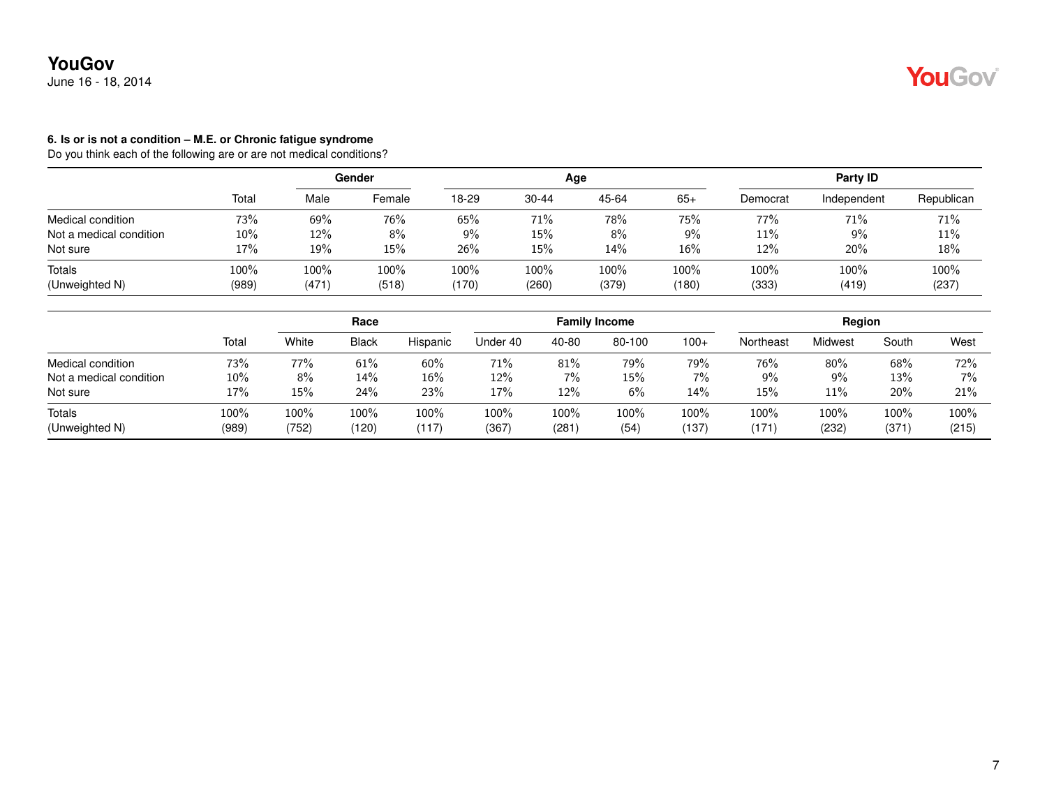**YouGov**
June 16 - 18, 2014

**6. Is or is not a condition – M.E. or Chronic fatigue syndrome**
Do you think each of the following are or are not medical conditions?

| | | Gender | | Age | | | | Party ID | | |
|---|---|---|---|---|---|---|---|---|---|---|
| | Total | Male | Female | 18-29 | 30-44 | 45-64 | 65+ | Democrat | Independent | Republican |
| Medical condition | 73% | 69% | 76% | 65% | 71% | 78% | 75% | 77% | 71% | 71% |
| Not a medical condition | 10% | 12% | 8% | 9% | 15% | 8% | 9% | 11% | 9% | 11% |
| Not sure | 17% | 19% | 15% | 26% | 15% | 14% | 16% | 12% | 20% | 18% |
| Totals | 100% | 100% | 100% | 100% | 100% | 100% | 100% | 100% | 100% | 100% |
| (Unweighted N) | (989) | (471) | (518) | (170) | (260) | (379) | (180) | (333) | (419) | (237) |

| | | Race | | | Family Income | | | | Region | | | |
|---|---|---|---|---|---|---|---|---|---|---|---|---|
| | Total | White | Black | Hispanic | Under 40 | 40-80 | 80-100 | 100+ | Northeast | Midwest | South | West |
| Medical condition | 73% | 77% | 61% | 60% | 71% | 81% | 79% | 79% | 76% | 80% | 68% | 72% |
| Not a medical condition | 10% | 8% | 14% | 16% | 12% | 7% | 15% | 7% | 9% | 9% | 13% | 7% |
| Not sure | 17% | 15% | 24% | 23% | 17% | 12% | 6% | 14% | 15% | 11% | 20% | 21% |
| Totals | 100% | 100% | 100% | 100% | 100% | 100% | 100% | 100% | 100% | 100% | 100% | 100% |
| (Unweighted N) | (989) | (752) | (120) | (117) | (367) | (281) | (54) | (137) | (171) | (232) | (371) | (215) |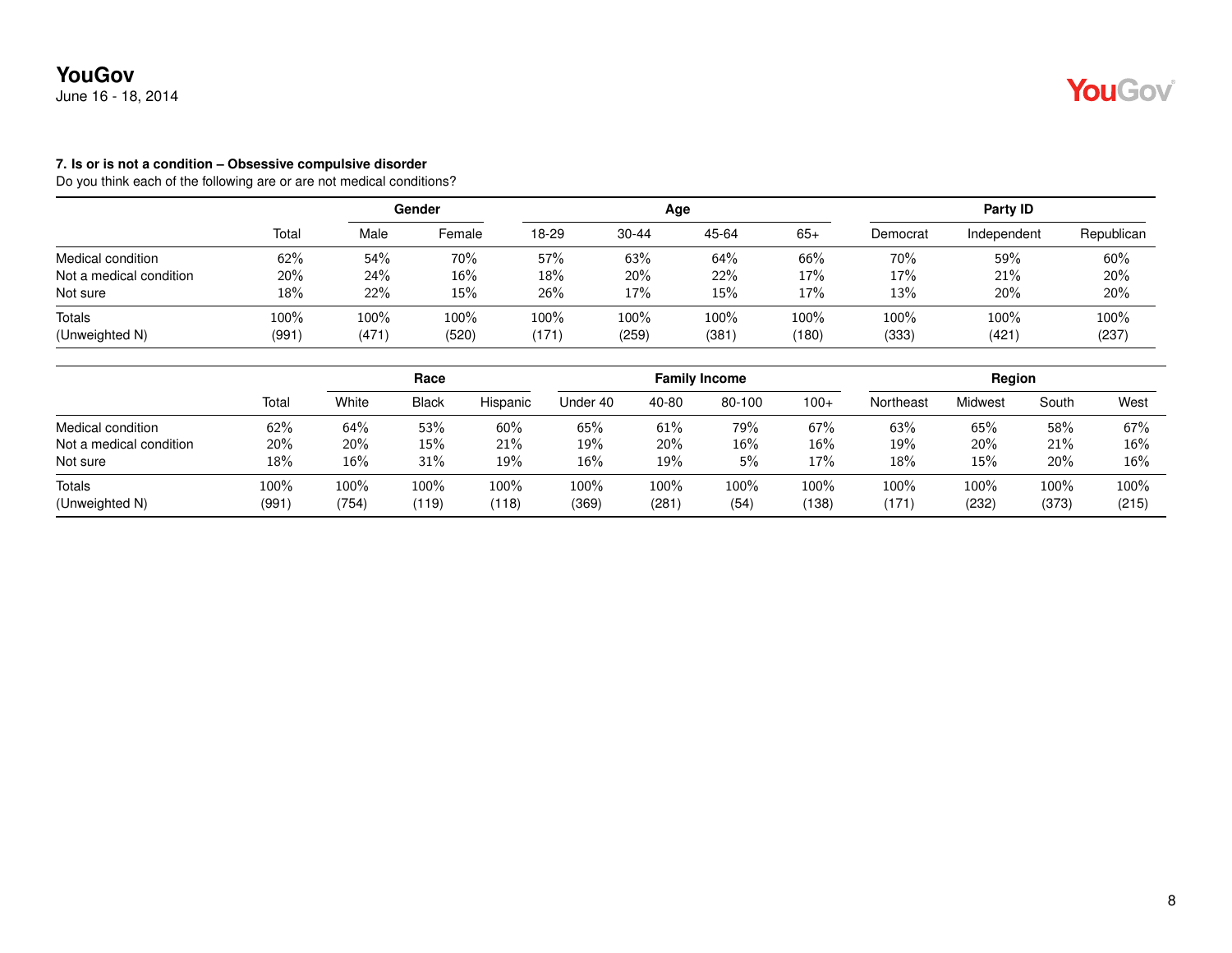### 7. Is or is not a condition – Obsessive compulsive disorder

Do you think each of the following are or are not medical conditions?

| | | Gender | | Age | | | | Party ID | | |
|---|---|---|---|---|---|---|---|---|---|---|
| | Total | Male | Female | 18-29 | 30-44 | 45-64 | 65+ | Democrat | Independent | Republican |
| Medical condition | 62% | 54% | 70% | 57% | 63% | 64% | 66% | 70% | 59% | 60% |
| Not a medical condition | 20% | 24% | 16% | 18% | 20% | 22% | 17% | 17% | 21% | 20% |
| Not sure | 18% | 22% | 15% | 26% | 17% | 15% | 17% | 13% | 20% | 20% |
| Totals | 100% | 100% | 100% | 100% | 100% | 100% | 100% | 100% | 100% | 100% |
| (Unweighted N) | (991) | (471) | (520) | (171) | (259) | (381) | (180) | (333) | (421) | (237) |

| | | Race | | | Family Income | | | | Region | | | |
|---|---|---|---|---|---|---|---|---|---|---|---|---|
| | Total | White | Black | Hispanic | Under 40 | 40-80 | 80-100 | 100+ | Northeast | Midwest | South | West |
| Medical condition | 62% | 64% | 53% | 60% | 65% | 61% | 79% | 67% | 63% | 65% | 58% | 67% |
| Not a medical condition | 20% | 20% | 15% | 21% | 19% | 20% | 16% | 16% | 19% | 20% | 21% | 16% |
| Not sure | 18% | 16% | 31% | 19% | 16% | 19% | 5% | 17% | 18% | 15% | 20% | 16% |
| Totals | 100% | 100% | 100% | 100% | 100% | 100% | 100% | 100% | 100% | 100% | 100% | 100% |
| (Unweighted N) | (991) | (754) | (119) | (118) | (369) | (281) | (54) | (138) | (171) | (232) | (373) | (215) |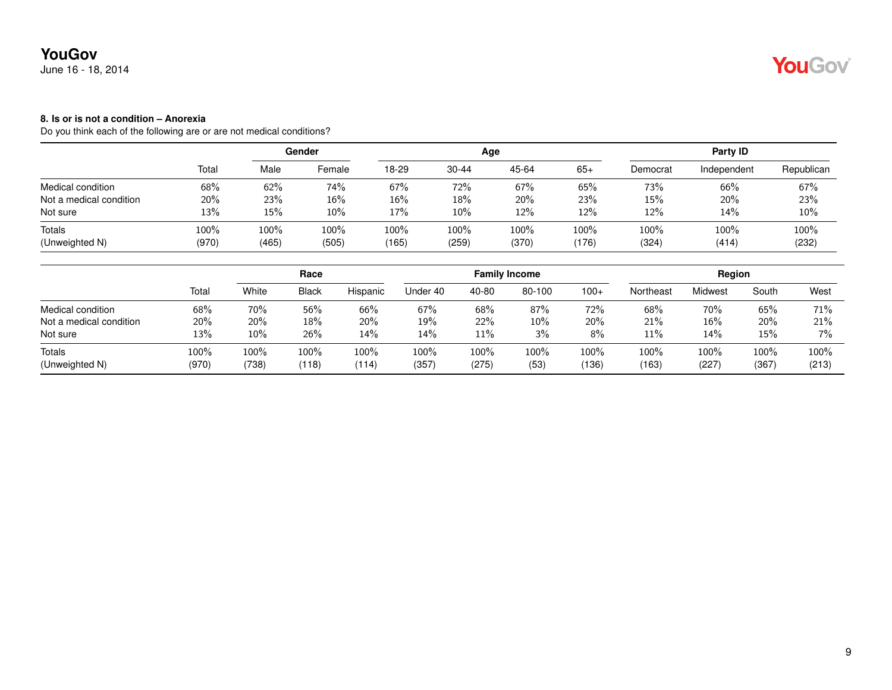**8. Is or is not a condition – Anorexia**

Do you think each of the following are or are not medical conditions?

| | | Gender | | Age | | | | Party ID | | |
|---|---|---|---|---|---|---|---|---|---|---|
| | Total | Male | Female | 18-29 | 30-44 | 45-64 | 65+ | Democrat | Independent | Republican |
| Medical condition | 68% | 62% | 74% | 67% | 72% | 67% | 65% | 73% | 66% | 67% |
| Not a medical condition | 20% | 23% | 16% | 16% | 18% | 20% | 23% | 15% | 20% | 23% |
| Not sure | 13% | 15% | 10% | 17% | 10% | 12% | 12% | 12% | 14% | 10% |
| Totals | 100% | 100% | 100% | 100% | 100% | 100% | 100% | 100% | 100% | 100% |
| (Unweighted N) | (970) | (465) | (505) | (165) | (259) | (370) | (176) | (324) | (414) | (232) |

| | | Race | | | Family Income | | | | Region | | | |
|---|---|---|---|---|---|---|---|---|---|---|---|---|
| | Total | White | Black | Hispanic | Under 40 | 40-80 | 80-100 | 100+ | Northeast | Midwest | South | West |
| Medical condition | 68% | 70% | 56% | 66% | 67% | 68% | 87% | 72% | 68% | 70% | 65% | 71% |
| Not a medical condition | 20% | 20% | 18% | 20% | 19% | 22% | 10% | 20% | 21% | 16% | 20% | 21% |
| Not sure | 13% | 10% | 26% | 14% | 14% | 11% | 3% | 8% | 11% | 14% | 15% | 7% |
| Totals | 100% | 100% | 100% | 100% | 100% | 100% | 100% | 100% | 100% | 100% | 100% | 100% |
| (Unweighted N) | (970) | (738) | (118) | (114) | (357) | (275) | (53) | (136) | (163) | (227) | (367) | (213) |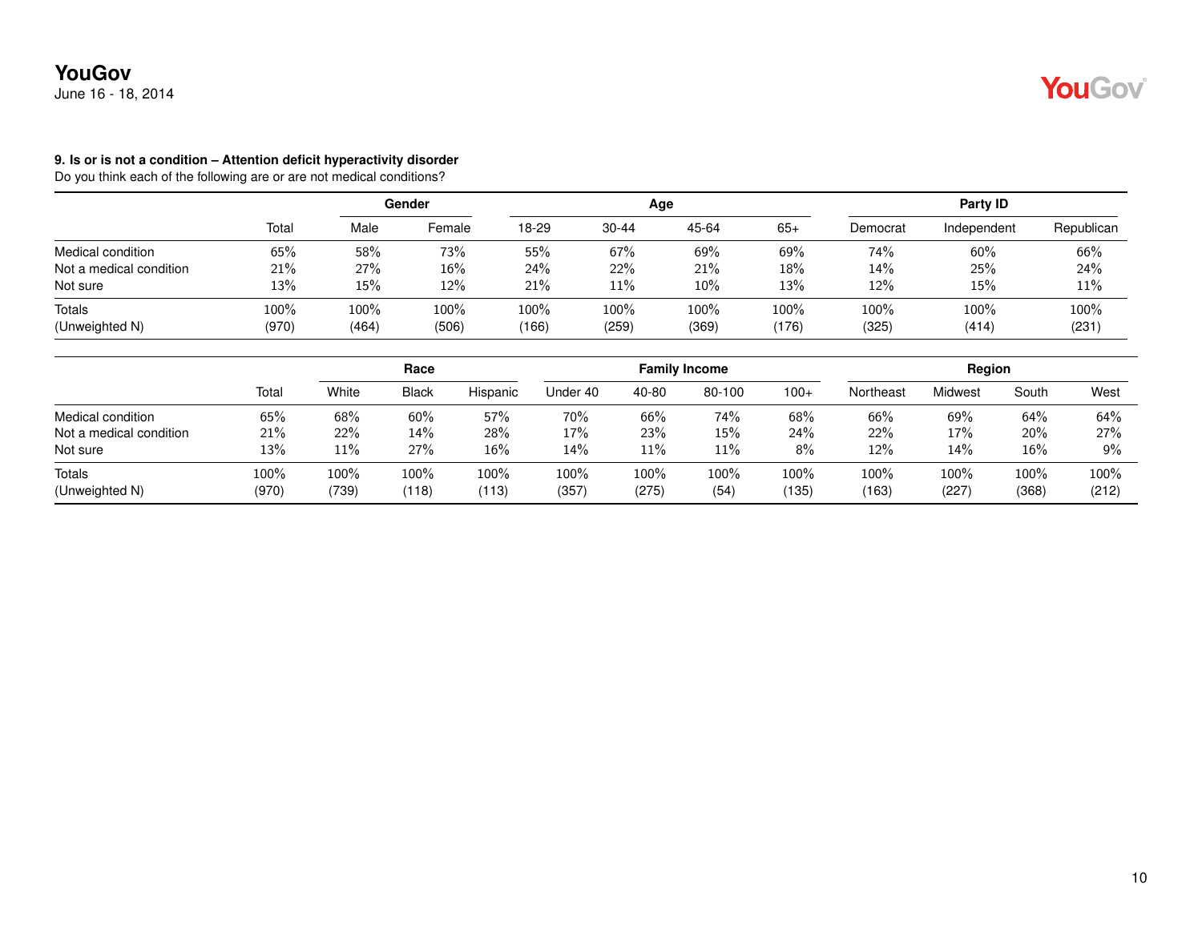### 9. Is or is not a condition – Attention deficit hyperactivity disorder

Do you think each of the following are or are not medical conditions?

| | Total | Gender | | Age | | | | Party ID | | |
|---|---|---|---|---|---|---|---|---|---|---|
| | | Male | Female | 18-29 | 30-44 | 45-64 | 65+ | Democrat | Independent | Republican |
| Medical condition | 65% | 58% | 73% | 55% | 67% | 69% | 69% | 74% | 60% | 66% |
| Not a medical condition | 21% | 27% | 16% | 24% | 22% | 21% | 18% | 14% | 25% | 24% |
| Not sure | 13% | 15% | 12% | 21% | 11% | 10% | 13% | 12% | 15% | 11% |
| Totals | 100% | 100% | 100% | 100% | 100% | 100% | 100% | 100% | 100% | 100% |
| (Unweighted N) | (970) | (464) | (506) | (166) | (259) | (369) | (176) | (325) | (414) | (231) |

| | Total | Race | | | Family Income | | | | Region | | | |
|---|---|---|---|---|---|---|---|---|---|---|---|---|
| | | White | Black | Hispanic | Under 40 | 40-80 | 80-100 | 100+ | Northeast | Midwest | South | West |
| Medical condition | 65% | 68% | 60% | 57% | 70% | 66% | 74% | 68% | 66% | 69% | 64% | 64% |
| Not a medical condition | 21% | 22% | 14% | 28% | 17% | 23% | 15% | 24% | 22% | 17% | 20% | 27% |
| Not sure | 13% | 11% | 27% | 16% | 14% | 11% | 11% | 8% | 12% | 14% | 16% | 9% |
| Totals | 100% | 100% | 100% | 100% | 100% | 100% | 100% | 100% | 100% | 100% | 100% | 100% |
| (Unweighted N) | (970) | (739) | (118) | (113) | (357) | (275) | (54) | (135) | (163) | (227) | (368) | (212) |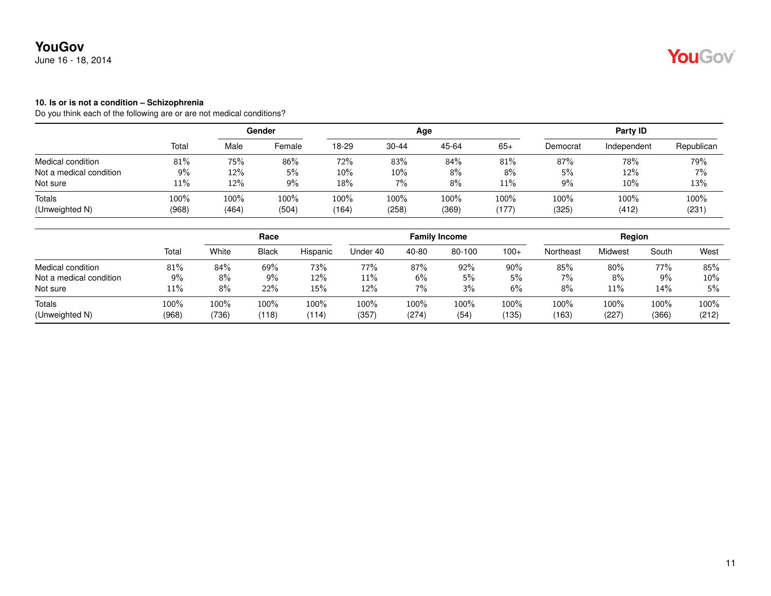**YouGov**
June 16 - 18, 2014

**10. Is or is not a condition – Schizophrenia**
Do you think each of the following are or are not medical conditions?

| | | Gender | | Age | | | | Party ID | | |
|---|---|---|---|---|---|---|---|---|---|---|
| | Total | Male | Female | 18-29 | 30-44 | 45-64 | 65+ | Democrat | Independent | Republican |
| Medical condition | 81% | 75% | 86% | 72% | 83% | 84% | 81% | 87% | 78% | 79% |
| Not a medical condition | 9% | 12% | 5% | 10% | 10% | 8% | 8% | 5% | 12% | 7% |
| Not sure | 11% | 12% | 9% | 18% | 7% | 8% | 11% | 9% | 10% | 13% |
| Totals | 100% | 100% | 100% | 100% | 100% | 100% | 100% | 100% | 100% | 100% |
| (Unweighted N) | (968) | (464) | (504) | (164) | (258) | (369) | (177) | (325) | (412) | (231) |

| | | Race | | | Family Income | | | | Region | | | |
|---|---|---|---|---|---|---|---|---|---|---|---|---|
| | Total | White | Black | Hispanic | Under 40 | 40-80 | 80-100 | 100+ | Northeast | Midwest | South | West |
| Medical condition | 81% | 84% | 69% | 73% | 77% | 87% | 92% | 90% | 85% | 80% | 77% | 85% |
| Not a medical condition | 9% | 8% | 9% | 12% | 11% | 6% | 5% | 5% | 7% | 8% | 9% | 10% |
| Not sure | 11% | 8% | 22% | 15% | 12% | 7% | 3% | 6% | 8% | 11% | 14% | 5% |
| Totals | 100% | 100% | 100% | 100% | 100% | 100% | 100% | 100% | 100% | 100% | 100% | 100% |
| (Unweighted N) | (968) | (736) | (118) | (114) | (357) | (274) | (54) | (135) | (163) | (227) | (366) | (212) |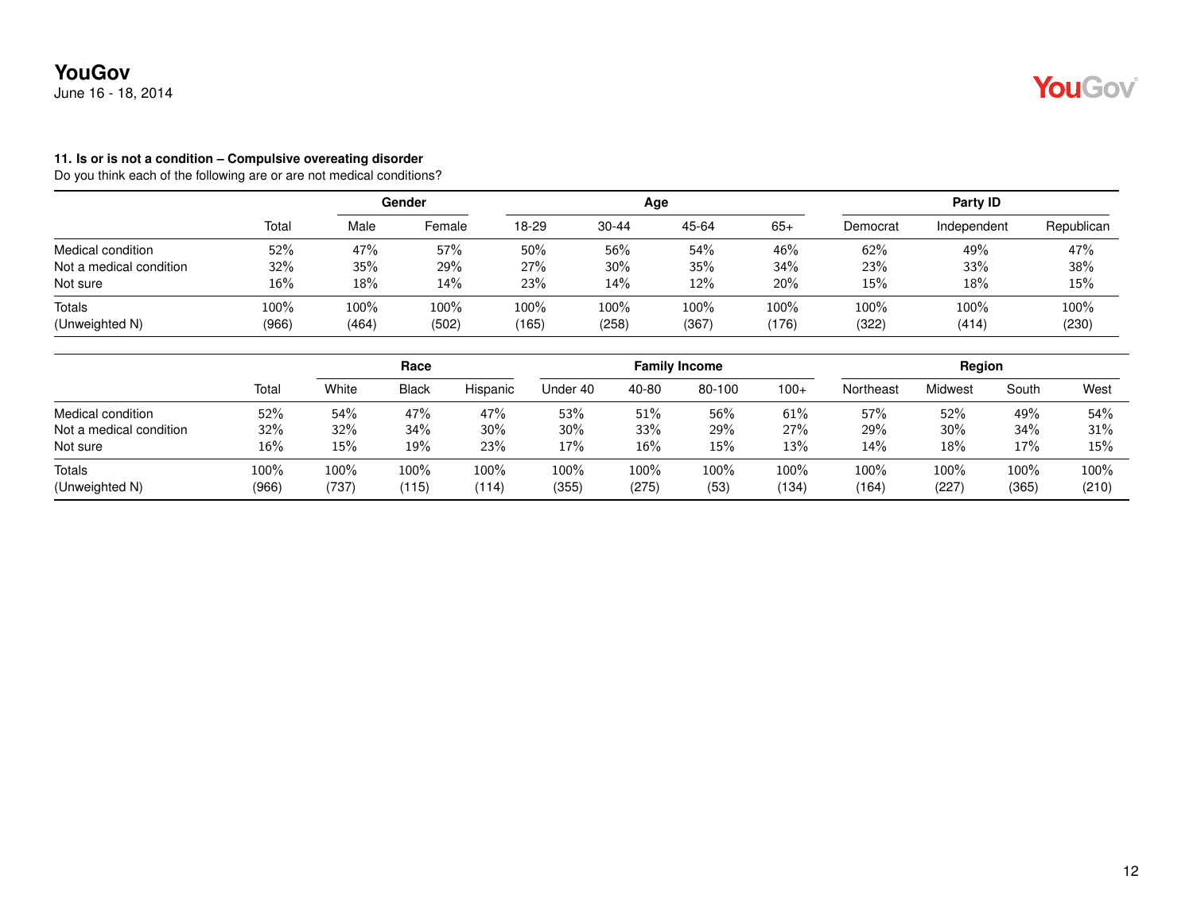**YouGov**
June 16 - 18, 2014

**11. Is or is not a condition – Compulsive overeating disorder**
Do you think each of the following are or are not medical conditions?

| | Total | Gender | | Age | | | | Party ID | | |
|---|---|---|---|---|---|---|---|---|---|---|
| | | Male | Female | 18-29 | 30-44 | 45-64 | 65+ | Democrat | Independent | Republican |
| Medical condition | 52% | 47% | 57% | 50% | 56% | 54% | 46% | 62% | 49% | 47% |
| Not a medical condition | 32% | 35% | 29% | 27% | 30% | 35% | 34% | 23% | 33% | 38% |
| Not sure | 16% | 18% | 14% | 23% | 14% | 12% | 20% | 15% | 18% | 15% |
| Totals | 100% | 100% | 100% | 100% | 100% | 100% | 100% | 100% | 100% | 100% |
| (Unweighted N) | (966) | (464) | (502) | (165) | (258) | (367) | (176) | (322) | (414) | (230) |

| | Total | Race | | | Family Income | | | | Region | | | |
|---|---|---|---|---|---|---|---|---|---|---|---|---|
| | | White | Black | Hispanic | Under 40 | 40-80 | 80-100 | 100+ | Northeast | Midwest | South | West |
| Medical condition | 52% | 54% | 47% | 47% | 53% | 51% | 56% | 61% | 57% | 52% | 49% | 54% |
| Not a medical condition | 32% | 32% | 34% | 30% | 30% | 33% | 29% | 27% | 29% | 30% | 34% | 31% |
| Not sure | 16% | 15% | 19% | 23% | 17% | 16% | 15% | 13% | 14% | 18% | 17% | 15% |
| Totals | 100% | 100% | 100% | 100% | 100% | 100% | 100% | 100% | 100% | 100% | 100% | 100% |
| (Unweighted N) | (966) | (737) | (115) | (114) | (355) | (275) | (53) | (134) | (164) | (227) | (365) | (210) |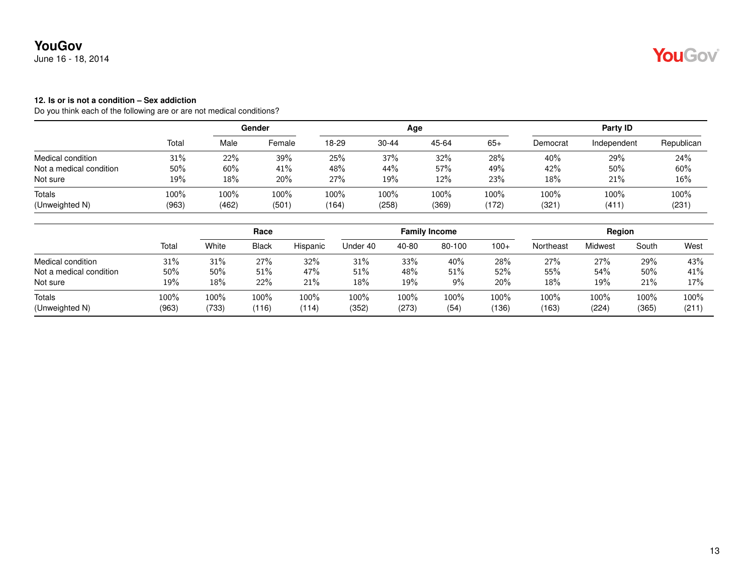**12. Is or is not a condition – Sex addiction**

Do you think each of the following are or are not medical conditions?

| | Total | Gender | | Age | | | | Party ID | | |
|---|---|---|---|---|---|---|---|---|---|---|
| | | Male | Female | 18-29 | 30-44 | 45-64 | 65+ | Democrat | Independent | Republican |
| Medical condition | 31% | 22% | 39% | 25% | 37% | 32% | 28% | 40% | 29% | 24% |
| Not a medical condition | 50% | 60% | 41% | 48% | 44% | 57% | 49% | 42% | 50% | 60% |
| Not sure | 19% | 18% | 20% | 27% | 19% | 12% | 23% | 18% | 21% | 16% |
| Totals | 100% | 100% | 100% | 100% | 100% | 100% | 100% | 100% | 100% | 100% |
| (Unweighted N) | (963) | (462) | (501) | (164) | (258) | (369) | (172) | (321) | (411) | (231) |

| | Total | Race | | | Family Income | | | | Region | | | |
|---|---|---|---|---|---|---|---|---|---|---|---|---|
| | | White | Black | Hispanic | Under 40 | 40-80 | 80-100 | 100+ | Northeast | Midwest | South | West |
| Medical condition | 31% | 31% | 27% | 32% | 31% | 33% | 40% | 28% | 27% | 27% | 29% | 43% |
| Not a medical condition | 50% | 50% | 51% | 47% | 51% | 48% | 51% | 52% | 55% | 54% | 50% | 41% |
| Not sure | 19% | 18% | 22% | 21% | 18% | 19% | 9% | 20% | 18% | 19% | 21% | 17% |
| Totals | 100% | 100% | 100% | 100% | 100% | 100% | 100% | 100% | 100% | 100% | 100% | 100% |
| (Unweighted N) | (963) | (733) | (116) | (114) | (352) | (273) | (54) | (136) | (163) | (224) | (365) | (211) |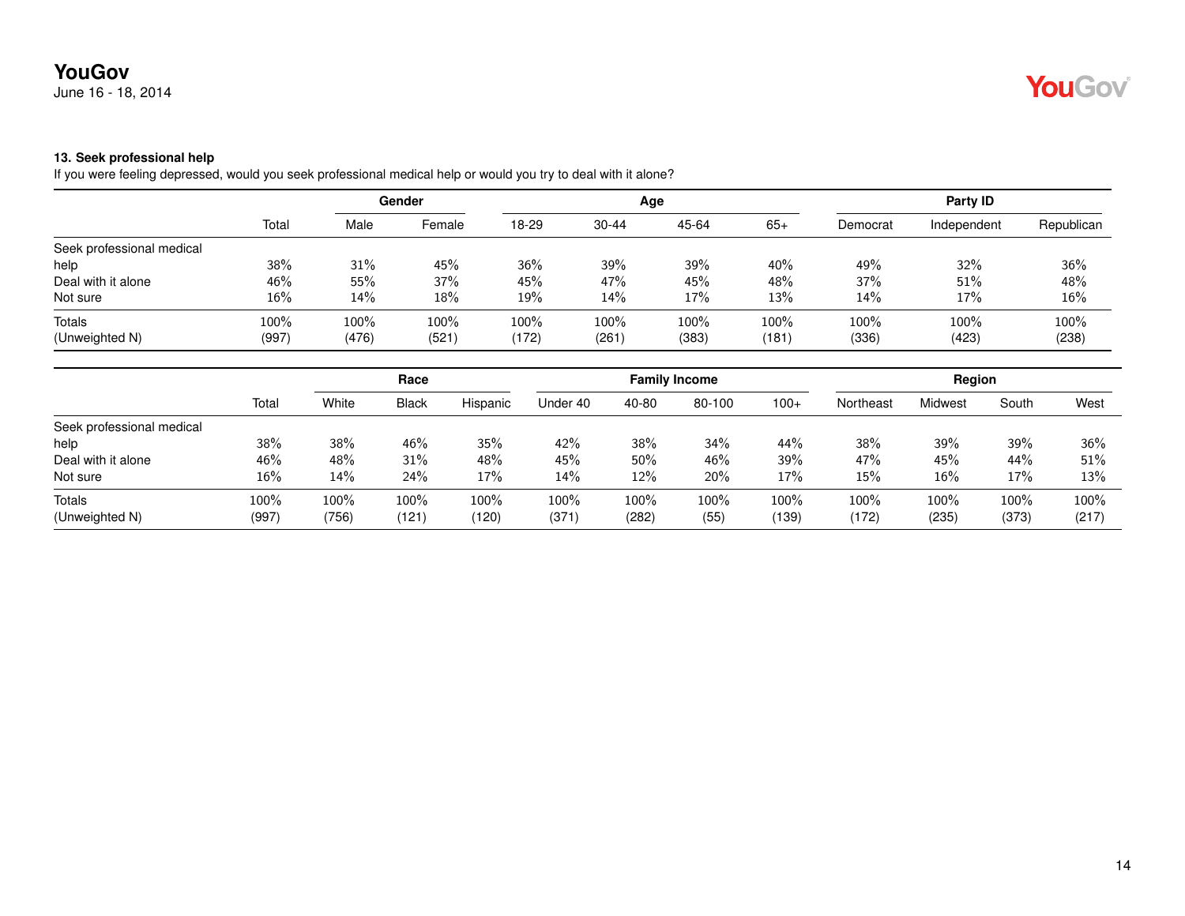## 13. Seek professional help

If you were feeling depressed, would you seek professional medical help or would you try to deal with it alone?

| | | Gender | | Age | | | | Party ID | | |
|---|---|---|---|---|---|---|---|---|---|---|
| | Total | Male | Female | 18-29 | 30-44 | 45-64 | 65+ | Democrat | Independent | Republican |
| Seek professional medical help | 38% | 31% | 45% | 36% | 39% | 39% | 40% | 49% | 32% | 36% |
| Deal with it alone | 46% | 55% | 37% | 45% | 47% | 45% | 48% | 37% | 51% | 48% |
| Not sure | 16% | 14% | 18% | 19% | 14% | 17% | 13% | 14% | 17% | 16% |
| Totals | 100% | 100% | 100% | 100% | 100% | 100% | 100% | 100% | 100% | 100% |
| (Unweighted N) | (997) | (476) | (521) | (172) | (261) | (383) | (181) | (336) | (423) | (238) |

| | | Race | | | Family Income | | | | Region | | | |
|---|---|---|---|---|---|---|---|---|---|---|---|---|
| | Total | White | Black | Hispanic | Under 40 | 40-80 | 80-100 | 100+ | Northeast | Midwest | South | West |
| Seek professional medical help | 38% | 38% | 46% | 35% | 42% | 38% | 34% | 44% | 38% | 39% | 39% | 36% |
| Deal with it alone | 46% | 48% | 31% | 48% | 45% | 50% | 46% | 39% | 47% | 45% | 44% | 51% |
| Not sure | 16% | 14% | 24% | 17% | 14% | 12% | 20% | 17% | 15% | 16% | 17% | 13% |
| Totals | 100% | 100% | 100% | 100% | 100% | 100% | 100% | 100% | 100% | 100% | 100% | 100% |
| (Unweighted N) | (997) | (756) | (121) | (120) | (371) | (282) | (55) | (139) | (172) | (235) | (373) | (217) |